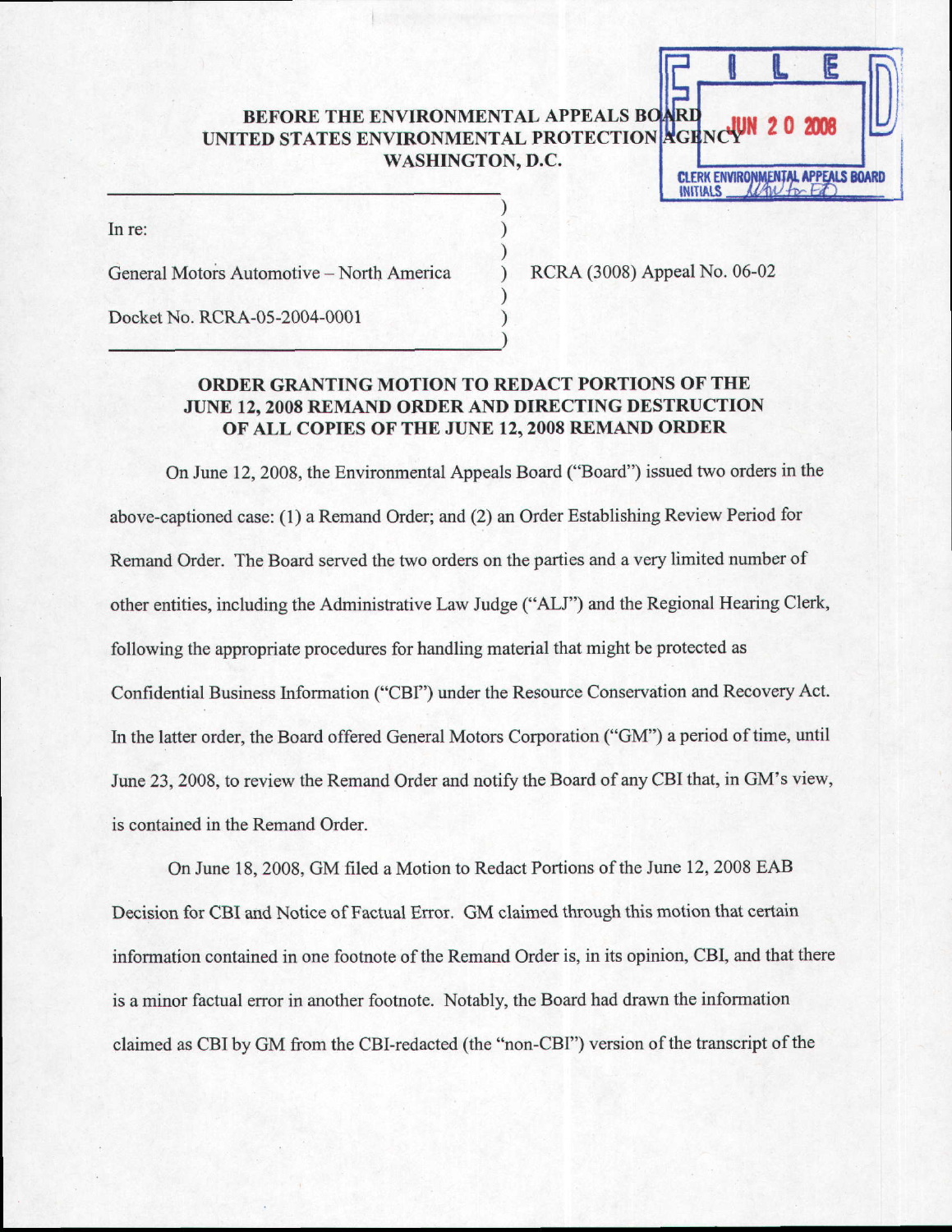# BEFORE THE ENVIRONMENTAL APPEALS BOARD
# UNITED STATES ENVIRONMENTAL PROTECTION AGENCY
# WASHINGTON, D.C.

FILED
JUN 20 2008
CLERK ENVIRONMENTAL APPEALS BOARD
INITIALS

In re:

General Motors Automotive – North America

Docket No. RCRA-05-2004-0001

RCRA (3008) Appeal No. 06-02

## ORDER GRANTING MOTION TO REDACT PORTIONS OF THE JUNE 12, 2008 REMAND ORDER AND DIRECTING DESTRUCTION OF ALL COPIES OF THE JUNE 12, 2008 REMAND ORDER

On June 12, 2008, the Environmental Appeals Board ("Board") issued two orders in the above-captioned case: (1) a Remand Order; and (2) an Order Establishing Review Period for Remand Order. The Board served the two orders on the parties and a very limited number of other entities, including the Administrative Law Judge ("ALJ") and the Regional Hearing Clerk, following the appropriate procedures for handling material that might be protected as Confidential Business Information ("CBI") under the Resource Conservation and Recovery Act. In the latter order, the Board offered General Motors Corporation ("GM") a period of time, until June 23, 2008, to review the Remand Order and notify the Board of any CBI that, in GM's view, is contained in the Remand Order.

On June 18, 2008, GM filed a Motion to Redact Portions of the June 12, 2008 EAB Decision for CBI and Notice of Factual Error. GM claimed through this motion that certain information contained in one footnote of the Remand Order is, in its opinion, CBI, and that there is a minor factual error in another footnote. Notably, the Board had drawn the information claimed as CBI by GM from the CBI-redacted (the "non-CBI") version of the transcript of the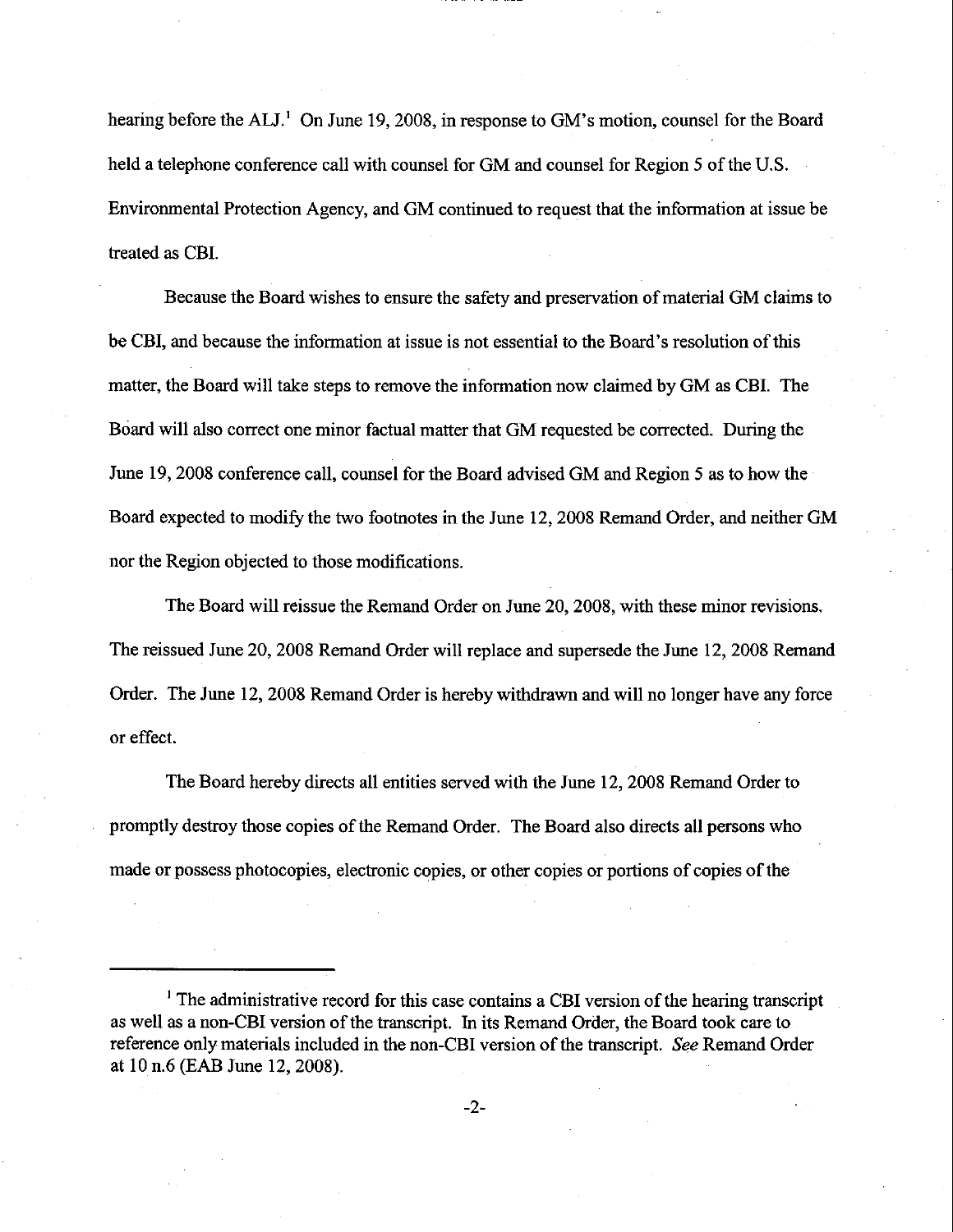hearing before the ALJ.[1] On June 19, 2008, in response to GM's motion, counsel for the Board held a telephone conference call with counsel for GM and counsel for Region 5 of the U.S. Environmental Protection Agency, and GM continued to request that the information at issue be treated as CBI.

Because the Board wishes to ensure the safety and preservation of material GM claims to be CBI, and because the information at issue is not essential to the Board's resolution of this matter, the Board will take steps to remove the information now claimed by GM as CBI. The Board will also correct one minor factual matter that GM requested be corrected. During the June 19, 2008 conference call, counsel for the Board advised GM and Region 5 as to how the Board expected to modify the two footnotes in the June 12, 2008 Remand Order, and neither GM nor the Region objected to those modifications.

The Board will reissue the Remand Order on June 20, 2008, with these minor revisions. The reissued June 20, 2008 Remand Order will replace and supersede the June 12, 2008 Remand Order. The June 12, 2008 Remand Order is hereby withdrawn and will no longer have any force or effect.

The Board hereby directs all entities served with the June 12, 2008 Remand Order to promptly destroy those copies of the Remand Order. The Board also directs all persons who made or possess photocopies, electronic copies, or other copies or portions of copies of the

---

[1] The administrative record for this case contains a CBI version of the hearing transcript as well as a non-CBI version of the transcript. In its Remand Order, the Board took care to reference only materials included in the non-CBI version of the transcript. *See* Remand Order at 10 n.6 (EAB June 12, 2008).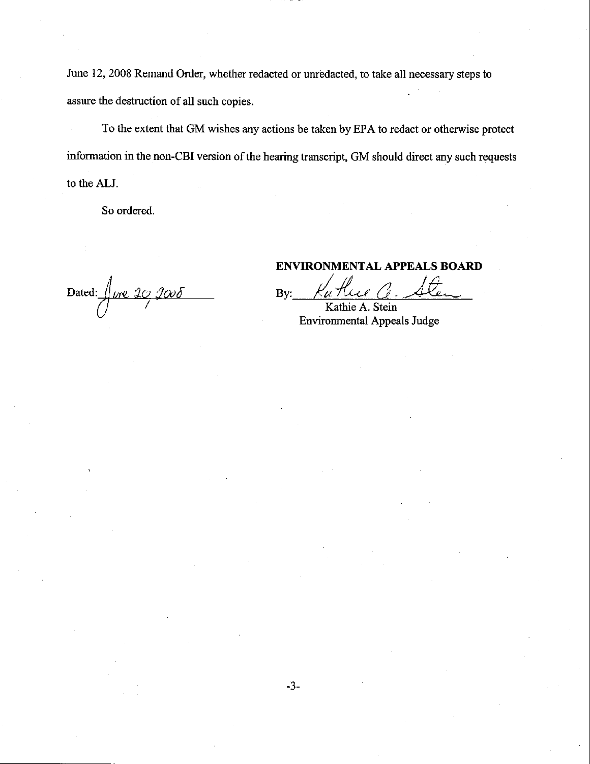June 12, 2008 Remand Order, whether redacted or unredacted, to take all necessary steps to assure the destruction of all such copies.

To the extent that GM wishes any actions be taken by EPA to redact or otherwise protect information in the non-CBI version of the hearing transcript, GM should direct any such requests to the ALJ.

So ordered.

Dated: June 20, 2008

**ENVIRONMENTAL APPEALS BOARD**

By: Kathie A. Stein
Kathie A. Stein
Environmental Appeals Judge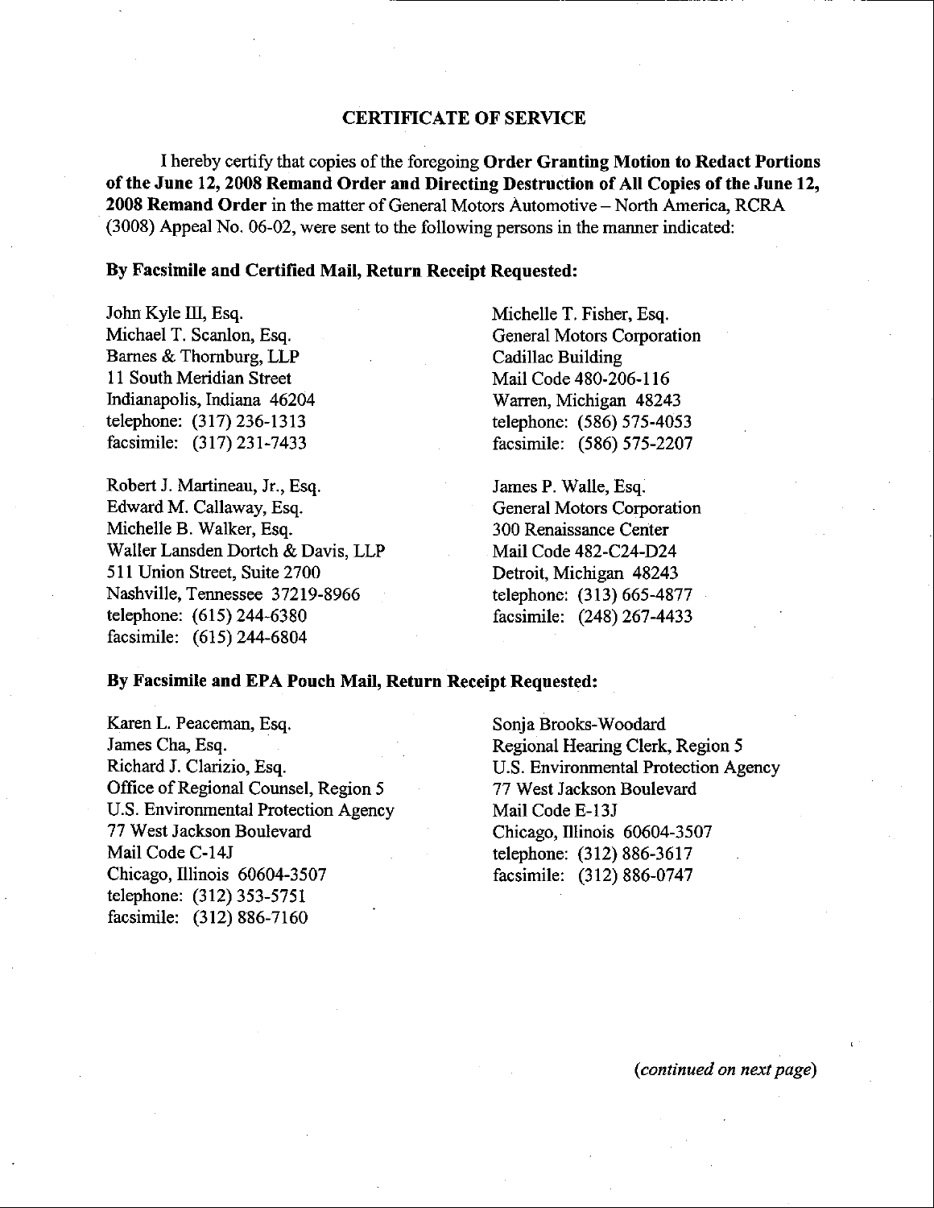## CERTIFICATE OF SERVICE

I hereby certify that copies of the foregoing **Order Granting Motion to Redact Portions of the June 12, 2008 Remand Order and Directing Destruction of All Copies of the June 12, 2008 Remand Order** in the matter of General Motors Automotive – North America, RCRA (3008) Appeal No. 06-02, were sent to the following persons in the manner indicated:

**By Facsimile and Certified Mail, Return Receipt Requested:**

John Kyle III, Esq.
Michael T. Scanlon, Esq.
Barnes & Thornburg, LLP
11 South Meridian Street
Indianapolis, Indiana 46204
telephone: (317) 236-1313
facsimile: (317) 231-7433

Robert J. Martineau, Jr., Esq.
Edward M. Callaway, Esq.
Michelle B. Walker, Esq.
Waller Lansden Dortch & Davis, LLP
511 Union Street, Suite 2700
Nashville, Tennessee 37219-8966
telephone: (615) 244-6380
facsimile: (615) 244-6804

Michelle T. Fisher, Esq.
General Motors Corporation
Cadillac Building
Mail Code 480-206-116
Warren, Michigan 48243
telephone: (586) 575-4053
facsimile: (586) 575-2207

James P. Walle, Esq.
General Motors Corporation
300 Renaissance Center
Mail Code 482-C24-D24
Detroit, Michigan 48243
telephone: (313) 665-4877
facsimile: (248) 267-4433

**By Facsimile and EPA Pouch Mail, Return Receipt Requested:**

Karen L. Peaceman, Esq.
James Cha, Esq.
Richard J. Clarizio, Esq.
Office of Regional Counsel, Region 5
U.S. Environmental Protection Agency
77 West Jackson Boulevard
Mail Code C-14J
Chicago, Illinois 60604-3507
telephone: (312) 353-5751
facsimile: (312) 886-7160

Sonja Brooks-Woodard
Regional Hearing Clerk, Region 5
U.S. Environmental Protection Agency
77 West Jackson Boulevard
Mail Code E-13J
Chicago, Illinois 60604-3507
telephone: (312) 886-3617
facsimile: (312) 886-0747

*(continued on next page)*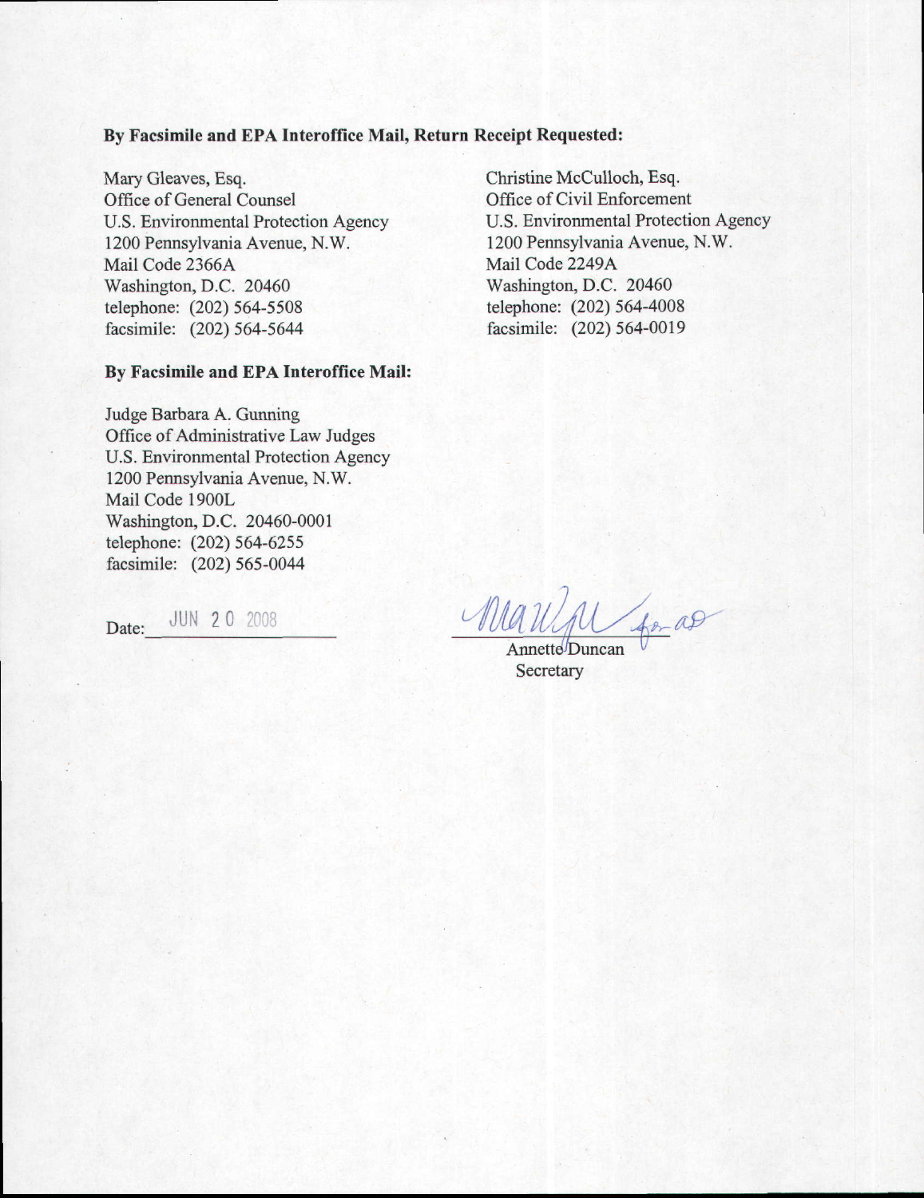**By Facsimile and EPA Interoffice Mail, Return Receipt Requested:**

Mary Gleaves, Esq.
Office of General Counsel
U.S. Environmental Protection Agency
1200 Pennsylvania Avenue, N.W.
Mail Code 2366A
Washington, D.C. 20460
telephone: (202) 564-5508
facsimile: (202) 564-5644

Christine McCulloch, Esq.
Office of Civil Enforcement
U.S. Environmental Protection Agency
1200 Pennsylvania Avenue, N.W.
Mail Code 2249A
Washington, D.C. 20460
telephone: (202) 564-4008
facsimile: (202) 564-0019

**By Facsimile and EPA Interoffice Mail:**

Judge Barbara A. Gunning
Office of Administrative Law Judges
U.S. Environmental Protection Agency
1200 Pennsylvania Avenue, N.W.
Mail Code 1900L
Washington, D.C. 20460-0001
telephone: (202) 564-6255
facsimile: (202) 565-0044

Date: JUN 20 2008

Annette Duncan
Secretary